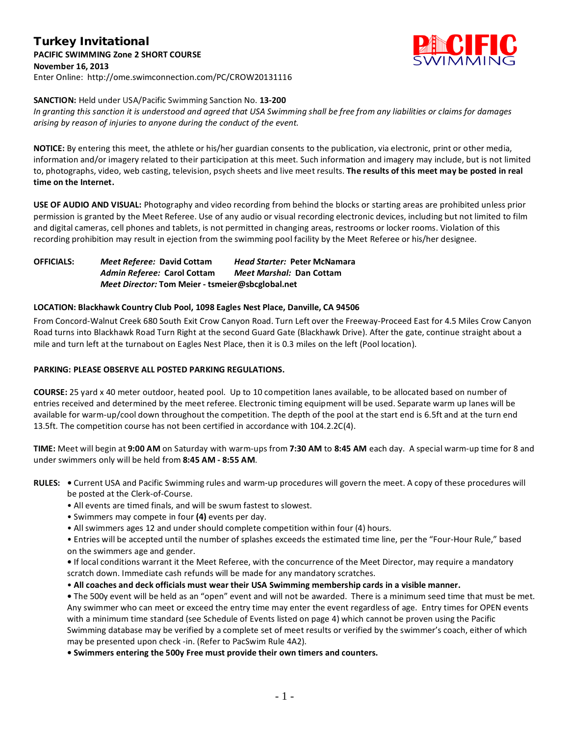# Turkey Invitational

**PACIFIC SWIMMING Zone 2 SHORT COURSE**
**November 16, 2013**
Enter Online: http://ome.swimconnection.com/PC/CROW20131116

**SANCTION:** Held under USA/Pacific Swimming Sanction No. **13-200**
*In granting this sanction it is understood and agreed that USA Swimming shall be free from any liabilities or claims for damages arising by reason of injuries to anyone during the conduct of the event.*

**NOTICE:** By entering this meet, the athlete or his/her guardian consents to the publication, via electronic, print or other media, information and/or imagery related to their participation at this meet. Such information and imagery may include, but is not limited to, photographs, video, web casting, television, psych sheets and live meet results. **The results of this meet may be posted in real time on the Internet.**

**USE OF AUDIO AND VISUAL:** Photography and video recording from behind the blocks or starting areas are prohibited unless prior permission is granted by the Meet Referee. Use of any audio or visual recording electronic devices, including but not limited to film and digital cameras, cell phones and tablets, is not permitted in changing areas, restrooms or locker rooms. Violation of this recording prohibition may result in ejection from the swimming pool facility by the Meet Referee or his/her designee.

**OFFICIALS:** ***Meet Referee:*** **David Cottam** ***Head Starter:*** **Peter McNamara**
***Admin Referee:*** **Carol Cottam** ***Meet Marshal:*** **Dan Cottam**
***Meet Director:*** **Tom Meier - tsmeier@sbcglobal.net**

**LOCATION: Blackhawk Country Club Pool, 1098 Eagles Nest Place, Danville, CA 94506**

From Concord-Walnut Creek 680 South Exit Crow Canyon Road. Turn Left over the Freeway-Proceed East for 4.5 Miles Crow Canyon Road turns into Blackhawk Road Turn Right at the second Guard Gate (Blackhawk Drive). After the gate, continue straight about a mile and turn left at the turnabout on Eagles Nest Place, then it is 0.3 miles on the left (Pool location).

**PARKING: PLEASE OBSERVE ALL POSTED PARKING REGULATIONS.**

**COURSE:** 25 yard x 40 meter outdoor, heated pool. Up to 10 competition lanes available, to be allocated based on number of entries received and determined by the meet referee. Electronic timing equipment will be used. Separate warm up lanes will be available for warm-up/cool down throughout the competition. The depth of the pool at the start end is 6.5ft and at the turn end 13.5ft. The competition course has not been certified in accordance with 104.2.2C(4).

**TIME:** Meet will begin at **9:00 AM** on Saturday with warm-ups from **7:30 AM** to **8:45 AM** each day. A special warm-up time for 8 and under swimmers only will be held from **8:45 AM - 8:55 AM**.

**RULES:**
- Current USA and Pacific Swimming rules and warm-up procedures will govern the meet. A copy of these procedures will be posted at the Clerk-of-Course.
- All events are timed finals, and will be swum fastest to slowest.
- Swimmers may compete in four **(4)** events per day.
- All swimmers ages 12 and under should complete competition within four (4) hours.
- Entries will be accepted until the number of splashes exceeds the estimated time line, per the "Four-Hour Rule," based on the swimmers age and gender.
- If local conditions warrant it the Meet Referee, with the concurrence of the Meet Director, may require a mandatory scratch down. Immediate cash refunds will be made for any mandatory scratches.
- **All coaches and deck officials must wear their USA Swimming membership cards in a visible manner.**
- The 500y event will be held as an "open" event and will not be awarded. There is a minimum seed time that must be met. Any swimmer who can meet or exceed the entry time may enter the event regardless of age. Entry times for OPEN events with a minimum time standard (see Schedule of Events listed on page 4) which cannot be proven using the Pacific Swimming database may be verified by a complete set of meet results or verified by the swimmer's coach, either of which may be presented upon check -in. (Refer to PacSwim Rule 4A2).
- **Swimmers entering the 500y Free must provide their own timers and counters.**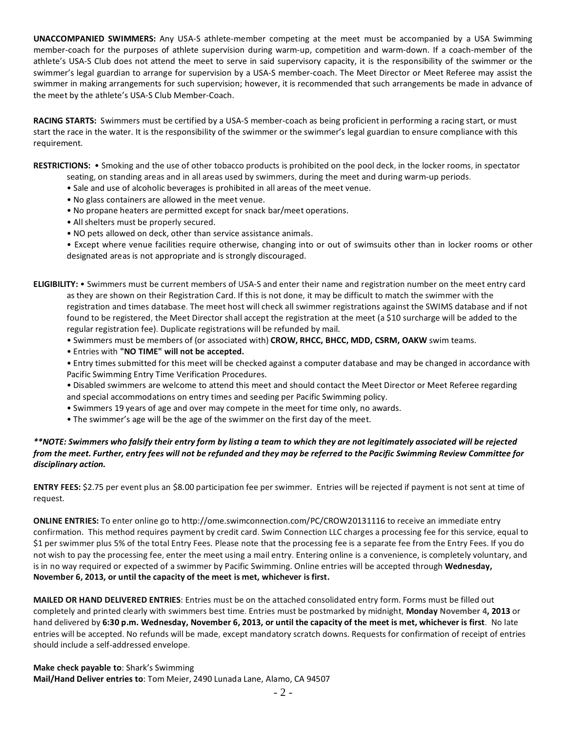**UNACCOMPANIED SWIMMERS:** Any USA-S athlete-member competing at the meet must be accompanied by a USA Swimming member-coach for the purposes of athlete supervision during warm-up, competition and warm-down. If a coach-member of the athlete's USA-S Club does not attend the meet to serve in said supervisory capacity, it is the responsibility of the swimmer or the swimmer's legal guardian to arrange for supervision by a USA-S member-coach. The Meet Director or Meet Referee may assist the swimmer in making arrangements for such supervision; however, it is recommended that such arrangements be made in advance of the meet by the athlete's USA-S Club Member-Coach.

**RACING STARTS:** Swimmers must be certified by a USA-S member-coach as being proficient in performing a racing start, or must start the race in the water. It is the responsibility of the swimmer or the swimmer's legal guardian to ensure compliance with this requirement.

**RESTRICTIONS:**
- Smoking and the use of other tobacco products is prohibited on the pool deck, in the locker rooms, in spectator seating, on standing areas and in all areas used by swimmers, during the meet and during warm-up periods.
- Sale and use of alcoholic beverages is prohibited in all areas of the meet venue.
- No glass containers are allowed in the meet venue.
- No propane heaters are permitted except for snack bar/meet operations.
- All shelters must be properly secured.
- NO pets allowed on deck, other than service assistance animals.
- Except where venue facilities require otherwise, changing into or out of swimsuits other than in locker rooms or other designated areas is not appropriate and is strongly discouraged.

**ELIGIBILITY:**
- Swimmers must be current members of USA-S and enter their name and registration number on the meet entry card as they are shown on their Registration Card. If this is not done, it may be difficult to match the swimmer with the registration and times database. The meet host will check all swimmer registrations against the SWIMS database and if not found to be registered, the Meet Director shall accept the registration at the meet (a $10 surcharge will be added to the regular registration fee). Duplicate registrations will be refunded by mail.
- Swimmers must be members of (or associated with) **CROW, RHCC, BHCC, MDD, CSRM, OAKW** swim teams.
- Entries with **"NO TIME" will not be accepted.**
- Entry times submitted for this meet will be checked against a computer database and may be changed in accordance with Pacific Swimming Entry Time Verification Procedures.
- Disabled swimmers are welcome to attend this meet and should contact the Meet Director or Meet Referee regarding and special accommodations on entry times and seeding per Pacific Swimming policy.
- Swimmers 19 years of age and over may compete in the meet for time only, no awards.
- The swimmer's age will be the age of the swimmer on the first day of the meet.

***\*\*NOTE: Swimmers who falsify their entry form by listing a team to which they are not legitimately associated will be rejected from the meet. Further, entry fees will not be refunded and they may be referred to the Pacific Swimming Review Committee for disciplinary action.***

**ENTRY FEES:** $2.75 per event plus an $8.00 participation fee per swimmer. Entries will be rejected if payment is not sent at time of request.

**ONLINE ENTRIES:** To enter online go to http://ome.swimconnection.com/PC/CROW20131116 to receive an immediate entry confirmation. This method requires payment by credit card. Swim Connection LLC charges a processing fee for this service, equal to $1 per swimmer plus 5% of the total Entry Fees. Please note that the processing fee is a separate fee from the Entry Fees. If you do not wish to pay the processing fee, enter the meet using a mail entry. Entering online is a convenience, is completely voluntary, and is in no way required or expected of a swimmer by Pacific Swimming. Online entries will be accepted through **Wednesday, November 6, 2013, or until the capacity of the meet is met, whichever is first.**

**MAILED OR HAND DELIVERED ENTRIES**: Entries must be on the attached consolidated entry form. Forms must be filled out completely and printed clearly with swimmers best time. Entries must be postmarked by midnight, **Monday November 4, 2013** or hand delivered by **6:30 p.m. Wednesday, November 6, 2013, or until the capacity of the meet is met, whichever is first**. No late entries will be accepted. No refunds will be made, except mandatory scratch downs. Requests for confirmation of receipt of entries should include a self-addressed envelope.

**Make check payable to**: Shark's Swimming
**Mail/Hand Deliver entries to**: Tom Meier, 2490 Lunada Lane, Alamo, CA 94507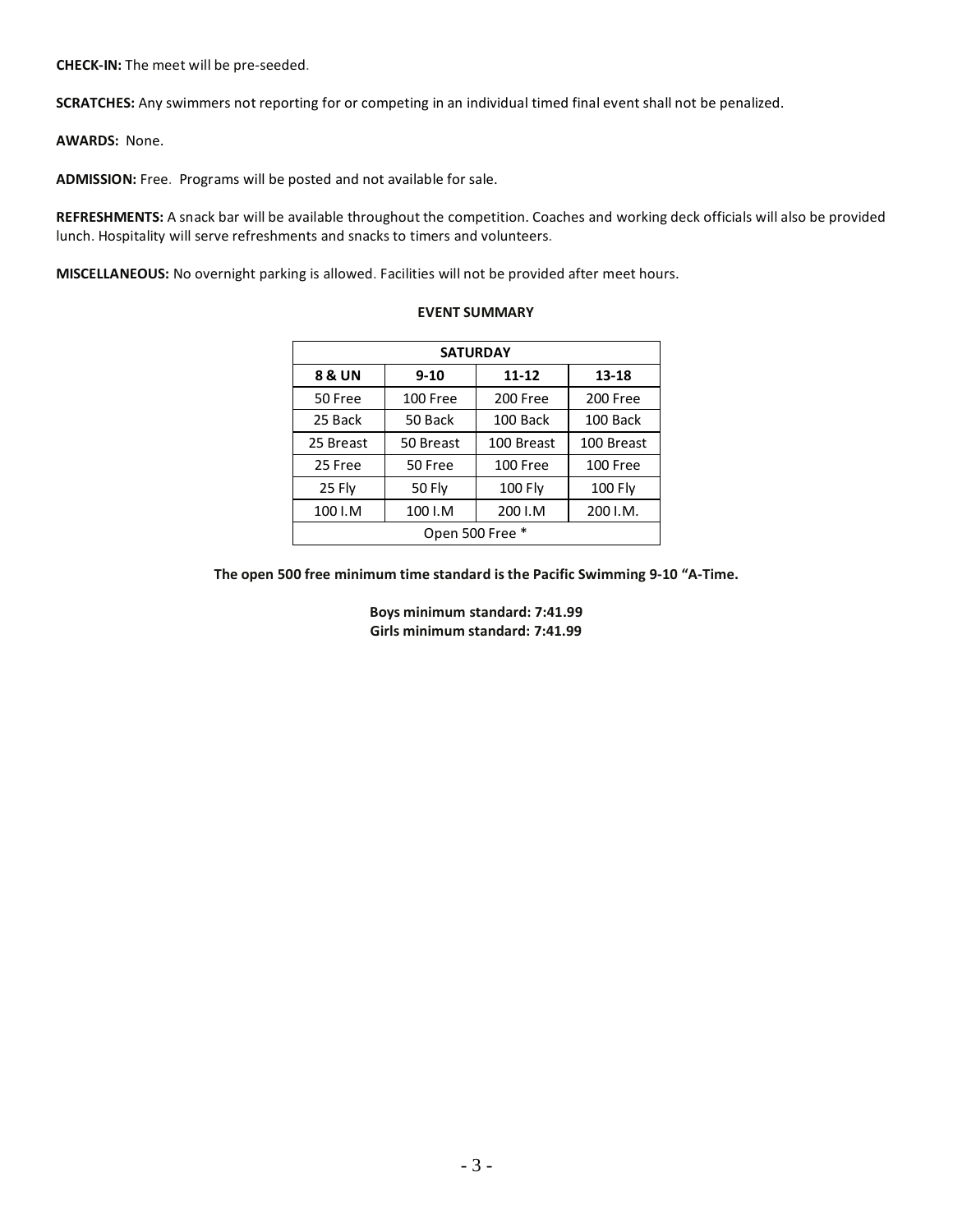**CHECK-IN:** The meet will be pre-seeded.

**SCRATCHES:** Any swimmers not reporting for or competing in an individual timed final event shall not be penalized.

**AWARDS:** None.

**ADMISSION:** Free. Programs will be posted and not available for sale.

**REFRESHMENTS:** A snack bar will be available throughout the competition. Coaches and working deck officials will also be provided lunch. Hospitality will serve refreshments and snacks to timers and volunteers.

**MISCELLANEOUS:** No overnight parking is allowed. Facilities will not be provided after meet hours.

**EVENT SUMMARY**

| SATURDAY | | | |
|---|---|---|---|
| **8 & UN** | **9-10** | **11-12** | **13-18** |
| 50 Free | 100 Free | 200 Free | 200 Free |
| 25 Back | 50 Back | 100 Back | 100 Back |
| 25 Breast | 50 Breast | 100 Breast | 100 Breast |
| 25 Free | 50 Free | 100 Free | 100 Free |
| 25 Fly | 50 Fly | 100 Fly | 100 Fly |
| 100 I.M | 100 I.M | 200 I.M | 200 I.M. |
| Open 500 Free * | | | |

**The open 500 free minimum time standard is the Pacific Swimming 9-10 "A-Time.**

**Boys minimum standard: 7:41.99**
**Girls minimum standard: 7:41.99**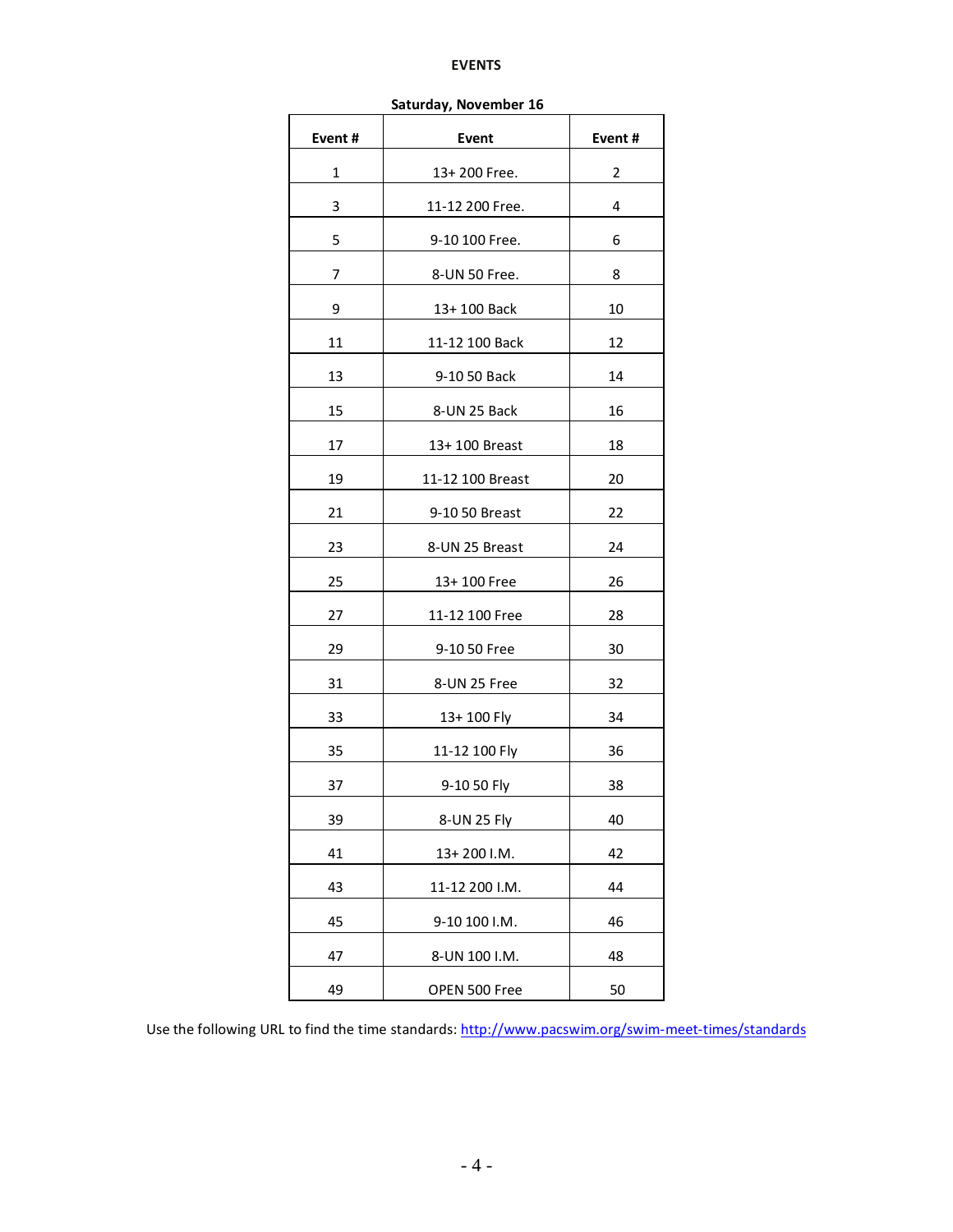## EVENTS

**Saturday, November 16**

| Event # | Event | Event # |
|---|---|---|
| 1 | 13+ 200 Free. | 2 |
| 3 | 11-12 200 Free. | 4 |
| 5 | 9-10 100 Free. | 6 |
| 7 | 8-UN 50 Free. | 8 |
| 9 | 13+ 100 Back | 10 |
| 11 | 11-12 100 Back | 12 |
| 13 | 9-10 50 Back | 14 |
| 15 | 8-UN 25 Back | 16 |
| 17 | 13+ 100 Breast | 18 |
| 19 | 11-12 100 Breast | 20 |
| 21 | 9-10 50 Breast | 22 |
| 23 | 8-UN 25 Breast | 24 |
| 25 | 13+ 100 Free | 26 |
| 27 | 11-12 100 Free | 28 |
| 29 | 9-10 50 Free | 30 |
| 31 | 8-UN 25 Free | 32 |
| 33 | 13+ 100 Fly | 34 |
| 35 | 11-12 100 Fly | 36 |
| 37 | 9-10 50 Fly | 38 |
| 39 | 8-UN 25 Fly | 40 |
| 41 | 13+ 200 I.M. | 42 |
| 43 | 11-12 200 I.M. | 44 |
| 45 | 9-10 100 I.M. | 46 |
| 47 | 8-UN 100 I.M. | 48 |
| 49 | OPEN 500 Free | 50 |

Use the following URL to find the time standards: http://www.pacswim.org/swim-meet-times/standards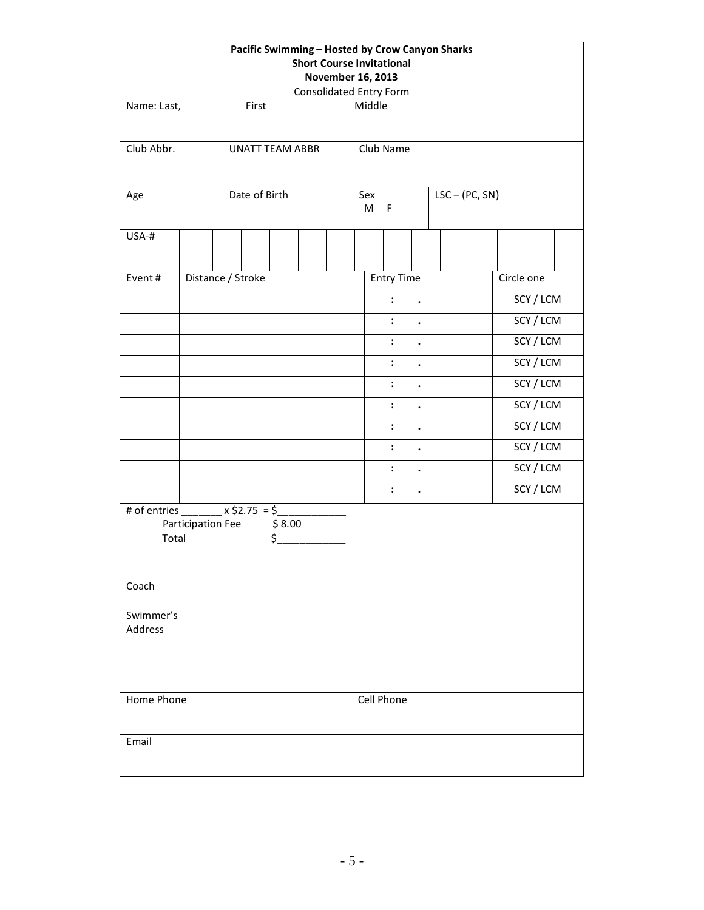**Pacific Swimming – Hosted by Crow Canyon Sharks**
**Short Course Invitational**
**November 16, 2013**
Consolidated Entry Form

| | | | |
|---|---|---|---|
| Name: Last, | First | Middle | |
| Club Abbr. | UNATT TEAM ABBR | Club Name | |
| Age | Date of Birth | Sex M F | LSC – (PC, SN) |

| USA-# | | | | | | | | | | | | | | |
|---|---|---|---|---|---|---|---|---|---|---|---|---|---|---|

| Event # | Distance / Stroke | Entry Time | Circle one |
|---|---|---|---|
| | | : . | SCY / LCM |
| | | : . | SCY / LCM |
| | | : . | SCY / LCM |
| | | : . | SCY / LCM |
| | | : . | SCY / LCM |
| | | : . | SCY / LCM |
| | | : . | SCY / LCM |
| | | : . | SCY / LCM |
| | | : . | SCY / LCM |
| | | : . | SCY / LCM |

# of entries _______ x $2.75 = $___________
Participation Fee $ 8.00
Total $___________

Coach

Swimmer's Address

| | |
|---|---|
| Home Phone | Cell Phone |

Email